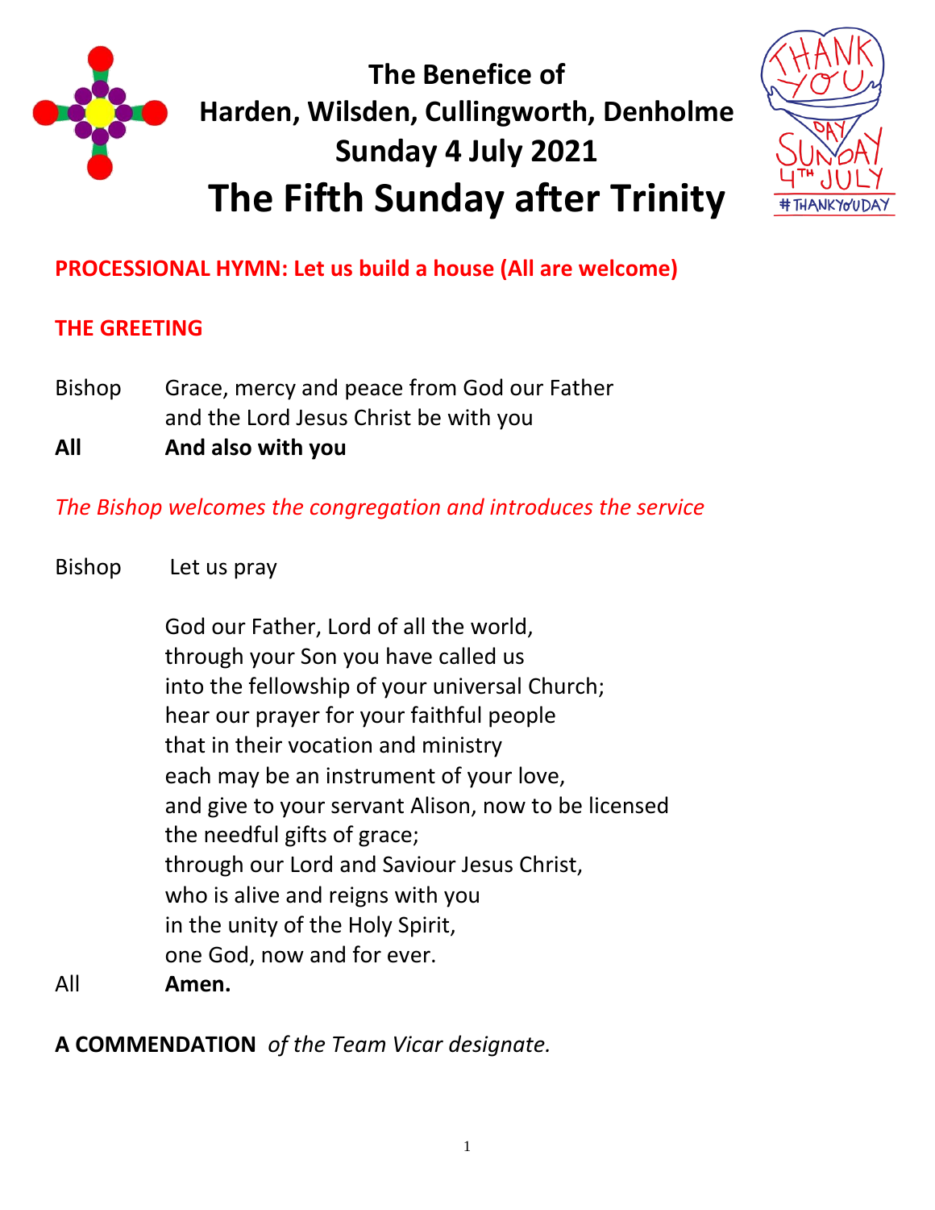# The Benefice of Harden, Wilsden, Cullingworth, Denholme

## Sunday 4 July 2021

# The Fifth Sunday after Trinity

**PROCESSIONAL HYMN: Let us build a house (All are welcome)**

**THE GREETING**

Bishop Grace, mercy and peace from God our Father
and the Lord Jesus Christ be with you

**All And also with you**

*The Bishop welcomes the congregation and introduces the service*

Bishop Let us pray

God our Father, Lord of all the world,
through your Son you have called us
into the fellowship of your universal Church;
hear our prayer for your faithful people
that in their vocation and ministry
each may be an instrument of your love,
and give to your servant Alison, now to be licensed
the needful gifts of grace;
through our Lord and Saviour Jesus Christ,
who is alive and reigns with you
in the unity of the Holy Spirit,
one God, now and for ever.

All **Amen.**

**A COMMENDATION** *of the Team Vicar designate.*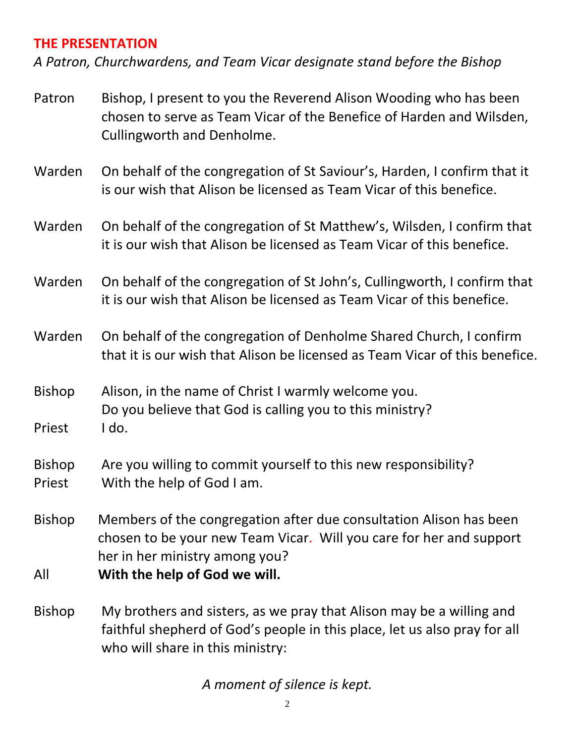## THE PRESENTATION

*A Patron, Churchwardens, and Team Vicar designate stand before the Bishop*

Patron Bishop, I present to you the Reverend Alison Wooding who has been chosen to serve as Team Vicar of the Benefice of Harden and Wilsden, Cullingworth and Denholme.

Warden On behalf of the congregation of St Saviour's, Harden, I confirm that it is our wish that Alison be licensed as Team Vicar of this benefice.

Warden On behalf of the congregation of St Matthew's, Wilsden, I confirm that it is our wish that Alison be licensed as Team Vicar of this benefice.

Warden On behalf of the congregation of St John's, Cullingworth, I confirm that it is our wish that Alison be licensed as Team Vicar of this benefice.

Warden On behalf of the congregation of Denholme Shared Church, I confirm that it is our wish that Alison be licensed as Team Vicar of this benefice.

Bishop Alison, in the name of Christ I warmly welcome you. Do you believe that God is calling you to this ministry?

Priest I do.

Bishop Are you willing to commit yourself to this new responsibility?

Priest With the help of God I am.

Bishop Members of the congregation after due consultation Alison has been chosen to be your new Team Vicar. Will you care for her and support her in her ministry among you?

All **With the help of God we will.**

Bishop My brothers and sisters, as we pray that Alison may be a willing and faithful shepherd of God's people in this place, let us also pray for all who will share in this ministry:

*A moment of silence is kept.*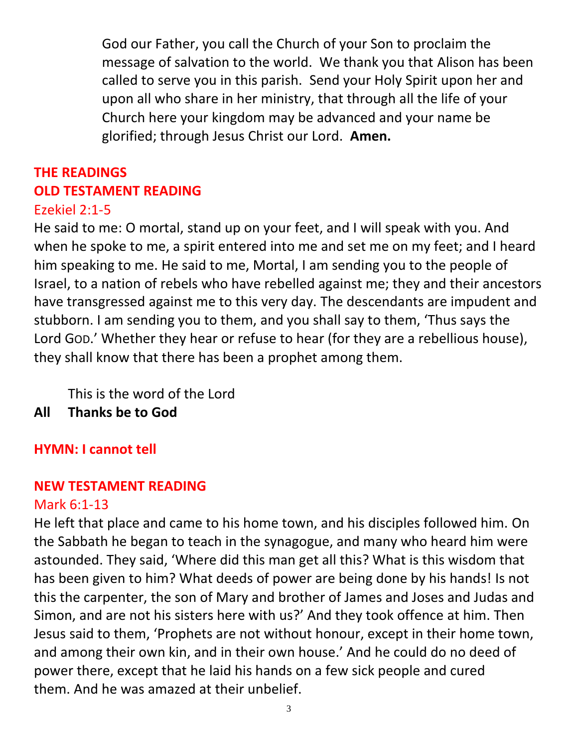God our Father, you call the Church of your Son to proclaim the message of salvation to the world. We thank you that Alison has been called to serve you in this parish. Send your Holy Spirit upon her and upon all who share in her ministry, that through all the life of your Church here your kingdom may be advanced and your name be glorified; through Jesus Christ our Lord. **Amen.**

## THE READINGS

## OLD TESTAMENT READING

Ezekiel 2:1-5

He said to me: O mortal, stand up on your feet, and I will speak with you. And when he spoke to me, a spirit entered into me and set me on my feet; and I heard him speaking to me. He said to me, Mortal, I am sending you to the people of Israel, to a nation of rebels who have rebelled against me; they and their ancestors have transgressed against me to this very day. The descendants are impudent and stubborn. I am sending you to them, and you shall say to them, 'Thus says the Lord GOD.' Whether they hear or refuse to hear (for they are a rebellious house), they shall know that there has been a prophet among them.

This is the word of the Lord

**All Thanks be to God**

## HYMN: I cannot tell

## NEW TESTAMENT READING

Mark 6:1-13

He left that place and came to his home town, and his disciples followed him. On the Sabbath he began to teach in the synagogue, and many who heard him were astounded. They said, 'Where did this man get all this? What is this wisdom that has been given to him? What deeds of power are being done by his hands! Is not this the carpenter, the son of Mary and brother of James and Joses and Judas and Simon, and are not his sisters here with us?' And they took offence at him. Then Jesus said to them, 'Prophets are not without honour, except in their home town, and among their own kin, and in their own house.' And he could do no deed of power there, except that he laid his hands on a few sick people and cured them. And he was amazed at their unbelief.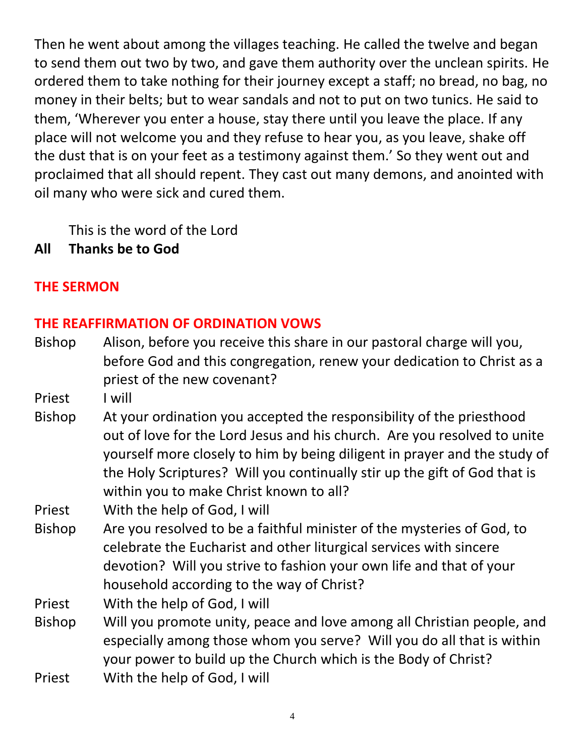Then he went about among the villages teaching. He called the twelve and began to send them out two by two, and gave them authority over the unclean spirits. He ordered them to take nothing for their journey except a staff; no bread, no bag, no money in their belts; but to wear sandals and not to put on two tunics. He said to them, 'Wherever you enter a house, stay there until you leave the place. If any place will not welcome you and they refuse to hear you, as you leave, shake off the dust that is on your feet as a testimony against them.' So they went out and proclaimed that all should repent. They cast out many demons, and anointed with oil many who were sick and cured them.

This is the word of the Lord

**All Thanks be to God**

## THE SERMON

## THE REAFFIRMATION OF ORDINATION VOWS

Bishop — Alison, before you receive this share in our pastoral charge will you, before God and this congregation, renew your dedication to Christ as a priest of the new covenant?

Priest — I will

Bishop — At your ordination you accepted the responsibility of the priesthood out of love for the Lord Jesus and his church. Are you resolved to unite yourself more closely to him by being diligent in prayer and the study of the Holy Scriptures? Will you continually stir up the gift of God that is within you to make Christ known to all?

Priest — With the help of God, I will

Bishop — Are you resolved to be a faithful minister of the mysteries of God, to celebrate the Eucharist and other liturgical services with sincere devotion? Will you strive to fashion your own life and that of your household according to the way of Christ?

Priest — With the help of God, I will

Bishop — Will you promote unity, peace and love among all Christian people, and especially among those whom you serve? Will you do all that is within your power to build up the Church which is the Body of Christ?

Priest — With the help of God, I will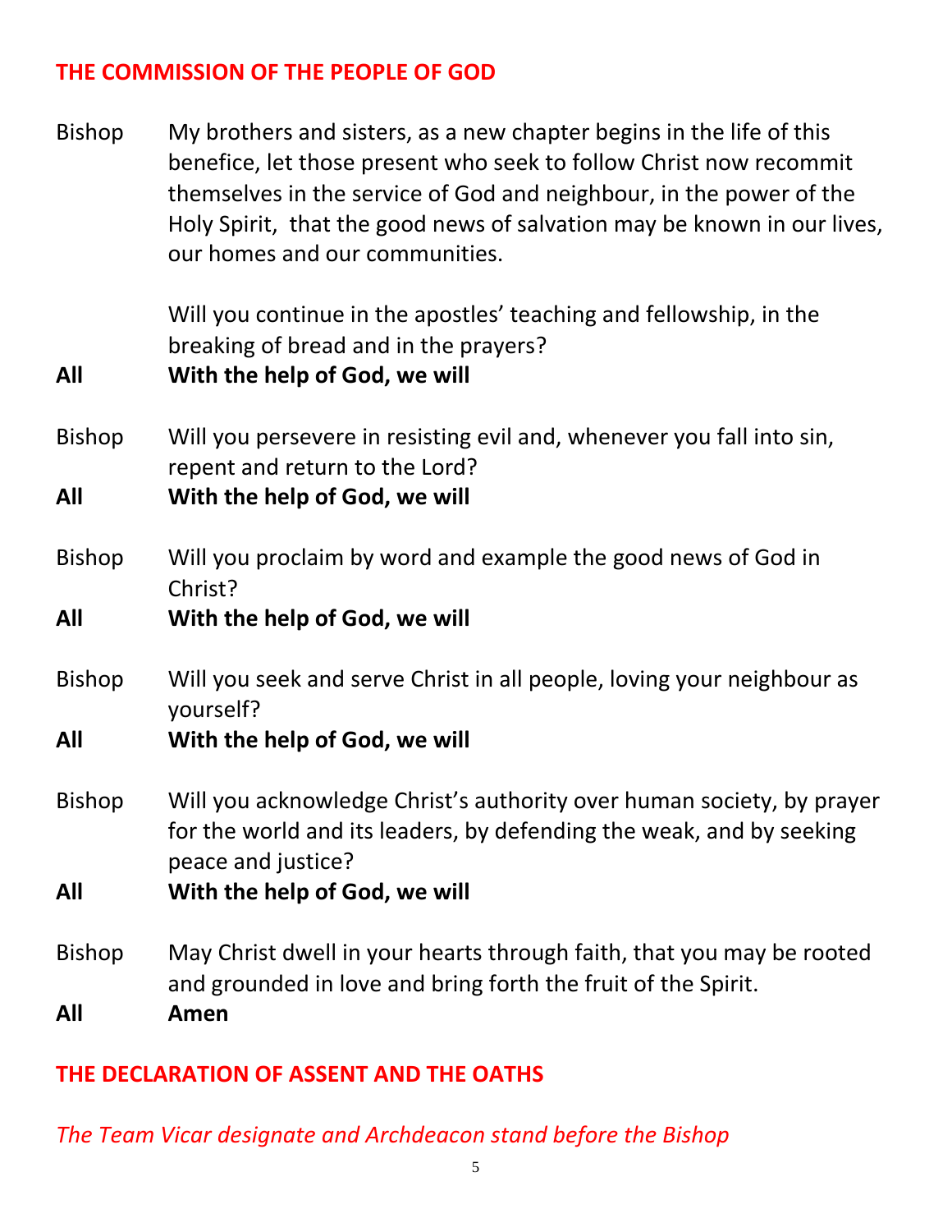## THE COMMISSION OF THE PEOPLE OF GOD

Bishop My brothers and sisters, as a new chapter begins in the life of this benefice, let those present who seek to follow Christ now recommit themselves in the service of God and neighbour, in the power of the Holy Spirit, that the good news of salvation may be known in our lives, our homes and our communities.

Will you continue in the apostles' teaching and fellowship, in the breaking of bread and in the prayers?

**All With the help of God, we will**

Bishop Will you persevere in resisting evil and, whenever you fall into sin, repent and return to the Lord?

**All With the help of God, we will**

Bishop Will you proclaim by word and example the good news of God in Christ?

**All With the help of God, we will**

Bishop Will you seek and serve Christ in all people, loving your neighbour as yourself?

**All With the help of God, we will**

Bishop Will you acknowledge Christ's authority over human society, by prayer for the world and its leaders, by defending the weak, and by seeking peace and justice?

**All With the help of God, we will**

Bishop May Christ dwell in your hearts through faith, that you may be rooted and grounded in love and bring forth the fruit of the Spirit.

**All Amen**

## THE DECLARATION OF ASSENT AND THE OATHS

*The Team Vicar designate and Archdeacon stand before the Bishop*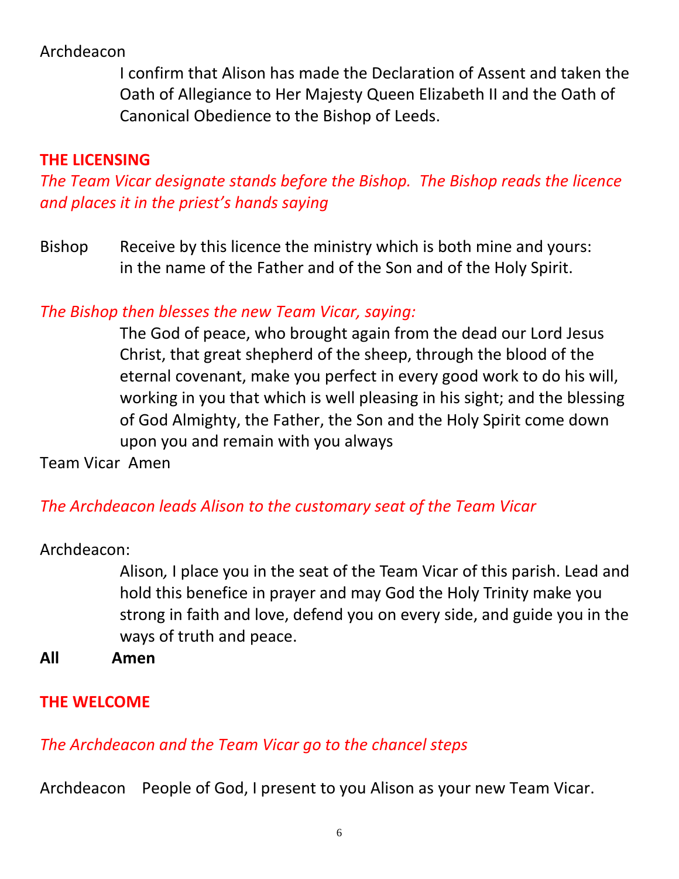Archdeacon

I confirm that Alison has made the Declaration of Assent and taken the Oath of Allegiance to Her Majesty Queen Elizabeth II and the Oath of Canonical Obedience to the Bishop of Leeds.

## THE LICENSING

*The Team Vicar designate stands before the Bishop. The Bishop reads the licence and places it in the priest's hands saying*

Bishop Receive by this licence the ministry which is both mine and yours: in the name of the Father and of the Son and of the Holy Spirit.

*The Bishop then blesses the new Team Vicar, saying:*

The God of peace, who brought again from the dead our Lord Jesus Christ, that great shepherd of the sheep, through the blood of the eternal covenant, make you perfect in every good work to do his will, working in you that which is well pleasing in his sight; and the blessing of God Almighty, the Father, the Son and the Holy Spirit come down upon you and remain with you always

Team Vicar Amen

*The Archdeacon leads Alison to the customary seat of the Team Vicar*

Archdeacon:

Alison, I place you in the seat of the Team Vicar of this parish. Lead and hold this benefice in prayer and may God the Holy Trinity make you strong in faith and love, defend you on every side, and guide you in the ways of truth and peace.

**All Amen**

## THE WELCOME

*The Archdeacon and the Team Vicar go to the chancel steps*

Archdeacon People of God, I present to you Alison as your new Team Vicar.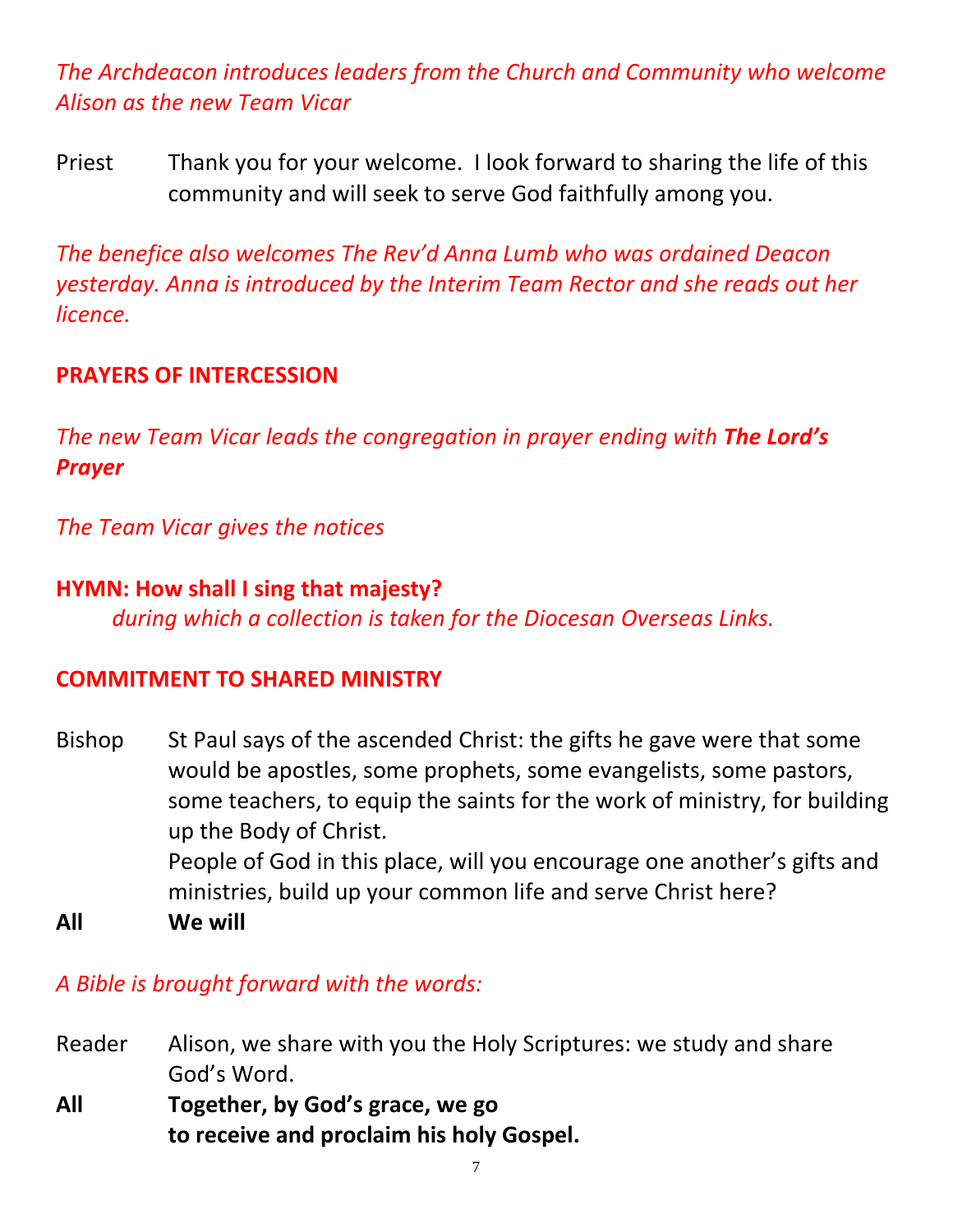*The Archdeacon introduces leaders from the Church and Community who welcome Alison as the new Team Vicar*

Priest Thank you for your welcome. I look forward to sharing the life of this community and will seek to serve God faithfully among you.

*The benefice also welcomes The Rev'd Anna Lumb who was ordained Deacon yesterday. Anna is introduced by the Interim Team Rector and she reads out her licence.*

**PRAYERS OF INTERCESSION**

*The new Team Vicar leads the congregation in prayer ending with **The Lord's Prayer***

*The Team Vicar gives the notices*

**HYMN: How shall I sing that majesty?**
*during which a collection is taken for the Diocesan Overseas Links.*

**COMMITMENT TO SHARED MINISTRY**

Bishop St Paul says of the ascended Christ: the gifts he gave were that some would be apostles, some prophets, some evangelists, some pastors, some teachers, to equip the saints for the work of ministry, for building up the Body of Christ.
People of God in this place, will you encourage one another's gifts and ministries, build up your common life and serve Christ here?

**All We will**

*A Bible is brought forward with the words:*

Reader Alison, we share with you the Holy Scriptures: we study and share God's Word.

**All Together, by God's grace, we go**
**to receive and proclaim his holy Gospel.**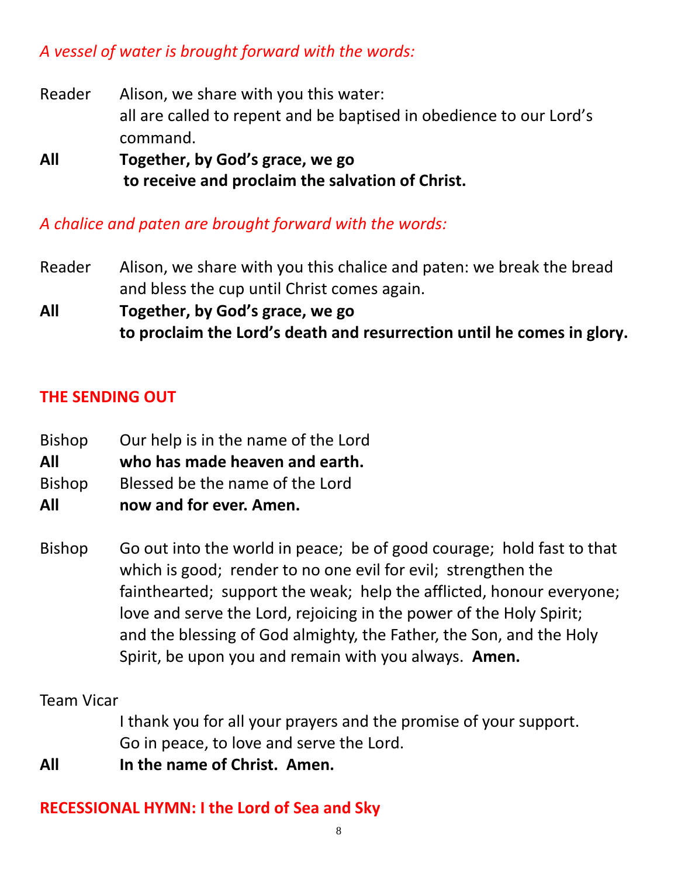*A vessel of water is brought forward with the words:*

Reader Alison, we share with you this water:
all are called to repent and be baptised in obedience to our Lord's command.

**All Together, by God's grace, we go**
**to receive and proclaim the salvation of Christ.**

*A chalice and paten are brought forward with the words:*

Reader Alison, we share with you this chalice and paten: we break the bread and bless the cup until Christ comes again.

**All Together, by God's grace, we go**
**to proclaim the Lord's death and resurrection until he comes in glory.**

## THE SENDING OUT

Bishop Our help is in the name of the Lord

**All who has made heaven and earth.**

Bishop Blessed be the name of the Lord

**All now and for ever. Amen.**

Bishop Go out into the world in peace; be of good courage; hold fast to that which is good; render to no one evil for evil; strengthen the fainthearted; support the weak; help the afflicted, honour everyone; love and serve the Lord, rejoicing in the power of the Holy Spirit; and the blessing of God almighty, the Father, the Son, and the Holy Spirit, be upon you and remain with you always. **Amen.**

Team Vicar

I thank you for all your prayers and the promise of your support.
Go in peace, to love and serve the Lord.

**All In the name of Christ. Amen.**

## RECESSIONAL HYMN: I the Lord of Sea and Sky